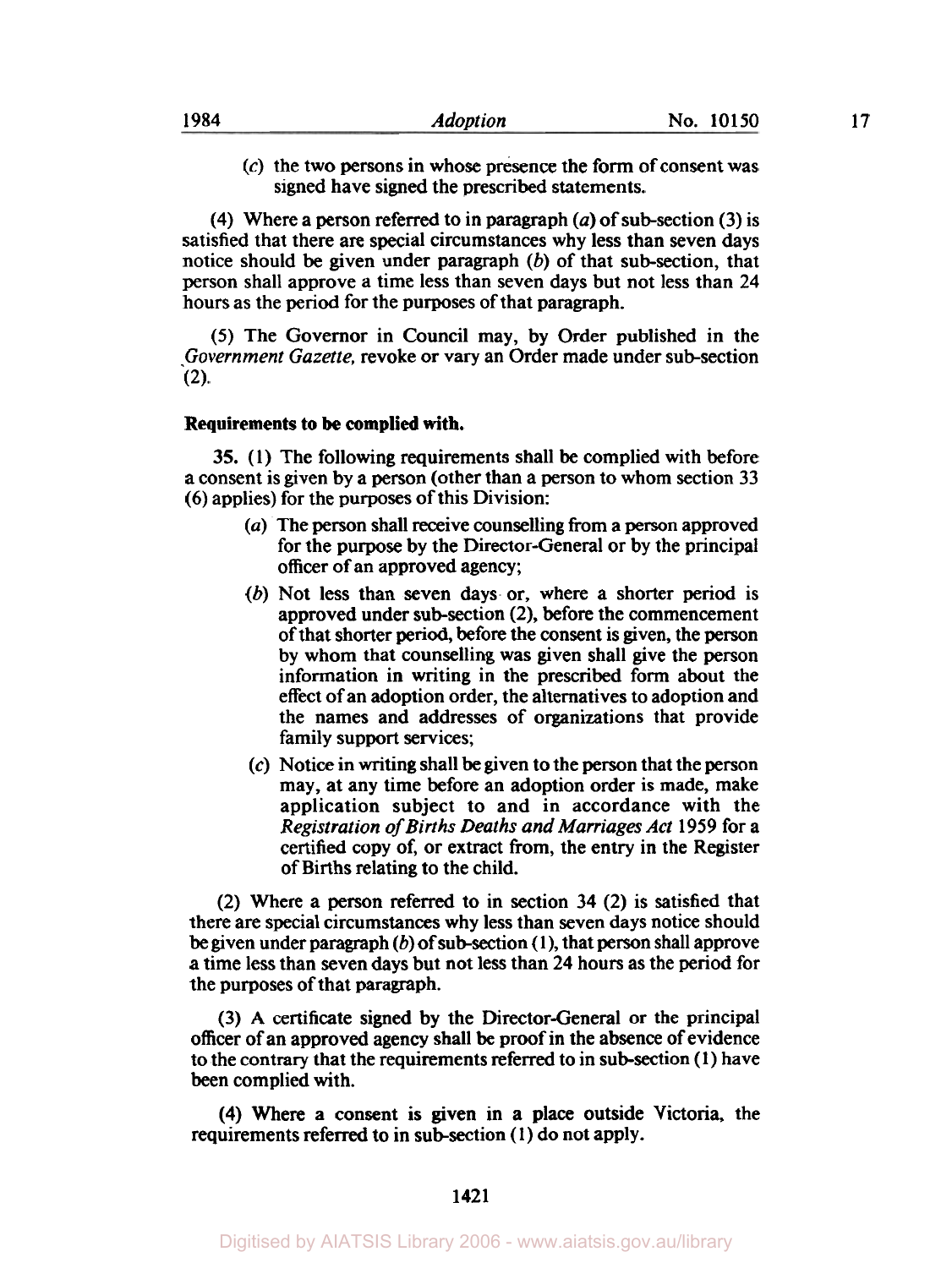(*c*) the two persons in whose presence the form of consent was signed have signed the prescribed statements.

(4) Where a person referred to in paragraph (*a*) of sub-section (3) is satisfied that there are special circumstances why less than seven days notice should be given under paragraph (*b*) of that sub-section, that person shall approve a time less than seven days but not less than 24 hours as the period for the purposes of that paragraph.

(5) The Governor in Council may, by Order published in the *Government Gazette*, revoke or vary an Order made under sub-section (2).

**Requirements to be complied with.**

**35.** (1) The following requirements shall be complied with before a consent is given by a person (other than a person to whom section 33 (6) applies) for the purposes of this Division:

- (*a*) The person shall receive counselling from a person approved for the purpose by the Director-General or by the principal officer of an approved agency;
- (*b*) Not less than seven days or, where a shorter period is approved under sub-section (2), before the commencement of that shorter period, before the consent is given, the person by whom that counselling was given shall give the person information in writing in the prescribed form about the effect of an adoption order, the alternatives to adoption and the names and addresses of organizations that provide family support services;
- (*c*) Notice in writing shall be given to the person that the person may, at any time before an adoption order is made, make application subject to and in accordance with the *Registration of Births Deaths and Marriages Act* 1959 for a certified copy of, or extract from, the entry in the Register of Births relating to the child.

(2) Where a person referred to in section 34 (2) is satisfied that there are special circumstances why less than seven days notice should be given under paragraph (*b*) of sub-section (1), that person shall approve a time less than seven days but not less than 24 hours as the period for the purposes of that paragraph.

(3) A certificate signed by the Director-General or the principal officer of an approved agency shall be proof in the absence of evidence to the contrary that the requirements referred to in sub-section (1) have been complied with.

(4) Where a consent is given in a place outside Victoria, the requirements referred to in sub-section (1) do not apply.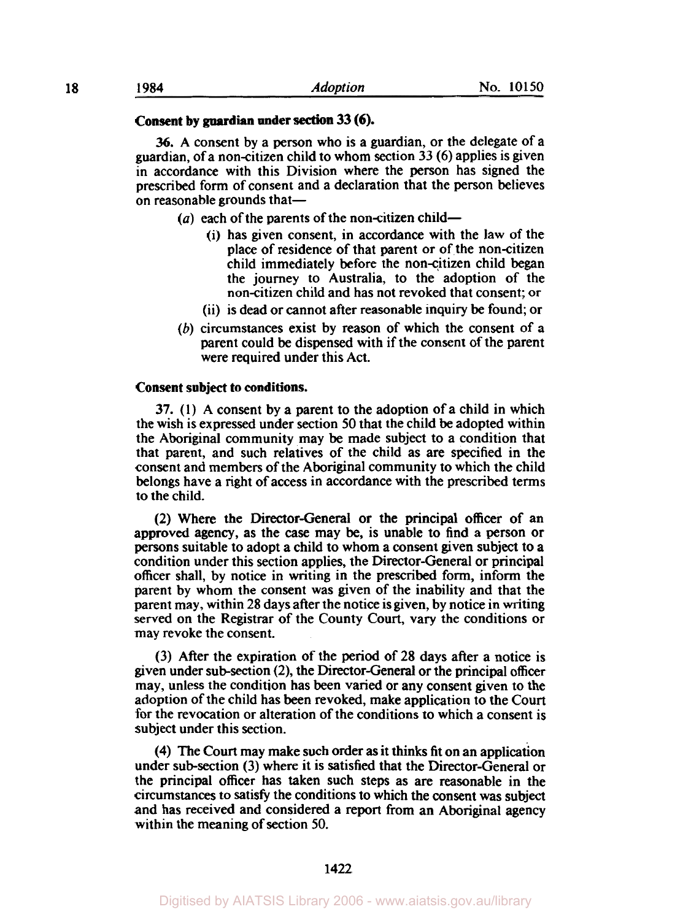**Consent by guardian under section 33 (6).**

**36.** A consent by a person who is a guardian, or the delegate of a guardian, of a non-citizen child to whom section 33 (6) applies is given in accordance with this Division where the person has signed the prescribed form of consent and a declaration that the person believes on reasonable grounds that—

- (*a*) each of the parents of the non-citizen child—
  - (i) has given consent, in accordance with the law of the place of residence of that parent or of the non-citizen child immediately before the non-citizen child began the journey to Australia, to the adoption of the non-citizen child and has not revoked that consent; or
  - (ii) is dead or cannot after reasonable inquiry be found; or
- (*b*) circumstances exist by reason of which the consent of a parent could be dispensed with if the consent of the parent were required under this Act.

**Consent subject to conditions.**

**37.** (1) A consent by a parent to the adoption of a child in which the wish is expressed under section 50 that the child be adopted within the Aboriginal community may be made subject to a condition that that parent, and such relatives of the child as are specified in the consent and members of the Aboriginal community to which the child belongs have a right of access in accordance with the prescribed terms to the child.

(2) Where the Director-General or the principal officer of an approved agency, as the case may be, is unable to find a person or persons suitable to adopt a child to whom a consent given subject to a condition under this section applies, the Director-General or principal officer shall, by notice in writing in the prescribed form, inform the parent by whom the consent was given of the inability and that the parent may, within 28 days after the notice is given, by notice in writing served on the Registrar of the County Court, vary the conditions or may revoke the consent.

(3) After the expiration of the period of 28 days after a notice is given under sub-section (2), the Director-General or the principal officer may, unless the condition has been varied or any consent given to the adoption of the child has been revoked, make application to the Court for the revocation or alteration of the conditions to which a consent is subject under this section.

(4) The Court may make such order as it thinks fit on an application under sub-section (3) where it is satisfied that the Director-General or the principal officer has taken such steps as are reasonable in the circumstances to satisfy the conditions to which the consent was subject and has received and considered a report from an Aboriginal agency within the meaning of section 50.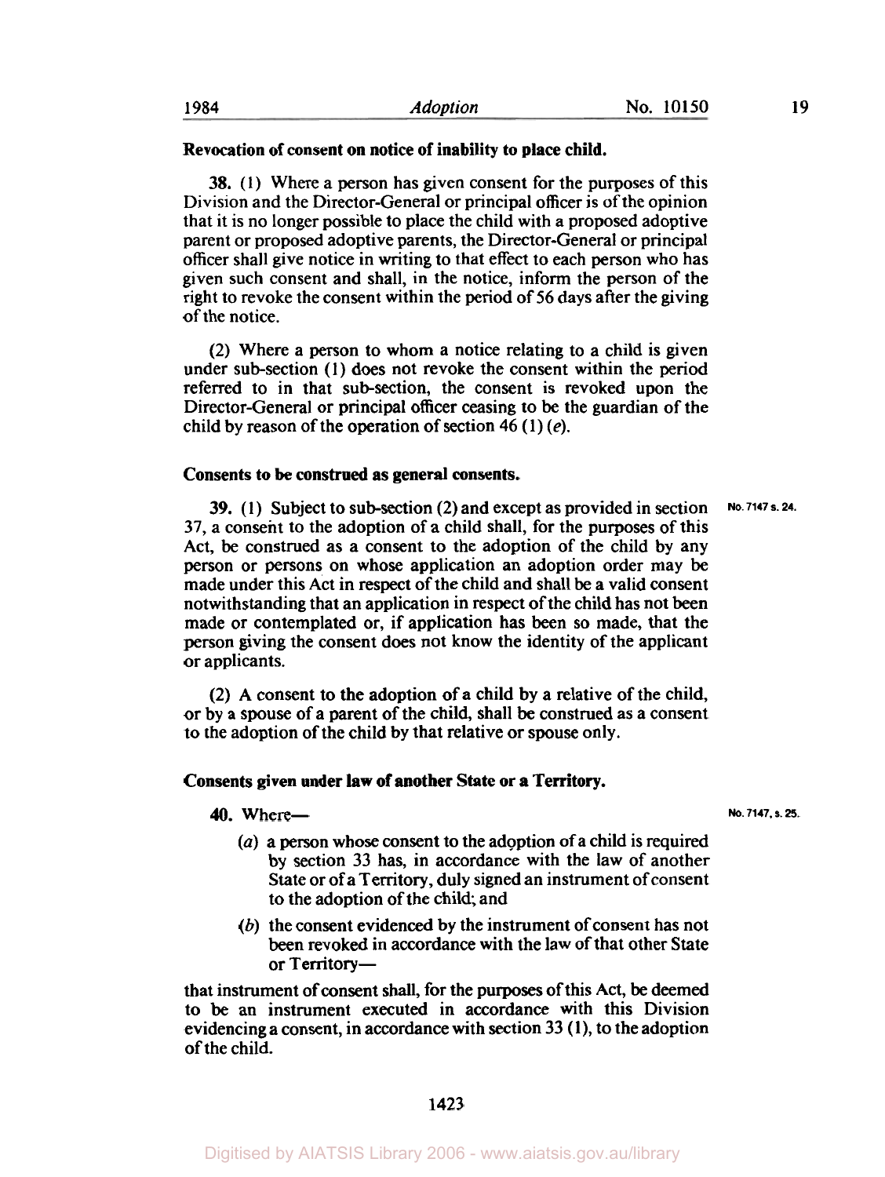**Revocation of consent on notice of inability to place child.**

**38.** (1) Where a person has given consent for the purposes of this Division and the Director-General or principal officer is of the opinion that it is no longer possible to place the child with a proposed adoptive parent or proposed adoptive parents, the Director-General or principal officer shall give notice in writing to that effect to each person who has given such consent and shall, in the notice, inform the person of the right to revoke the consent within the period of 56 days after the giving of the notice.

(2) Where a person to whom a notice relating to a child is given under sub-section (1) does not revoke the consent within the period referred to in that sub-section, the consent is revoked upon the Director-General or principal officer ceasing to be the guardian of the child by reason of the operation of section 46 (1) (*e*).

**Consents to be construed as general consents.**

No. 7147 s. 24.

**39.** (1) Subject to sub-section (2) and except as provided in section 37, a consent to the adoption of a child shall, for the purposes of this Act, be construed as a consent to the adoption of the child by any person or persons on whose application an adoption order may be made under this Act in respect of the child and shall be a valid consent notwithstanding that an application in respect of the child has not been made or contemplated or, if application has been so made, that the person giving the consent does not know the identity of the applicant or applicants.

(2) A consent to the adoption of a child by a relative of the child, or by a spouse of a parent of the child, shall be construed as a consent to the adoption of the child by that relative or spouse only.

**Consents given under law of another State or a Territory.**

No. 7147, s. 25.

**40.** Where—

(*a*) a person whose consent to the adoption of a child is required by section 33 has, in accordance with the law of another State or of a Territory, duly signed an instrument of consent to the adoption of the child; and

(*b*) the consent evidenced by the instrument of consent has not been revoked in accordance with the law of that other State or Territory—

that instrument of consent shall, for the purposes of this Act, be deemed to be an instrument executed in accordance with this Division evidencing a consent, in accordance with section 33 (1), to the adoption of the child.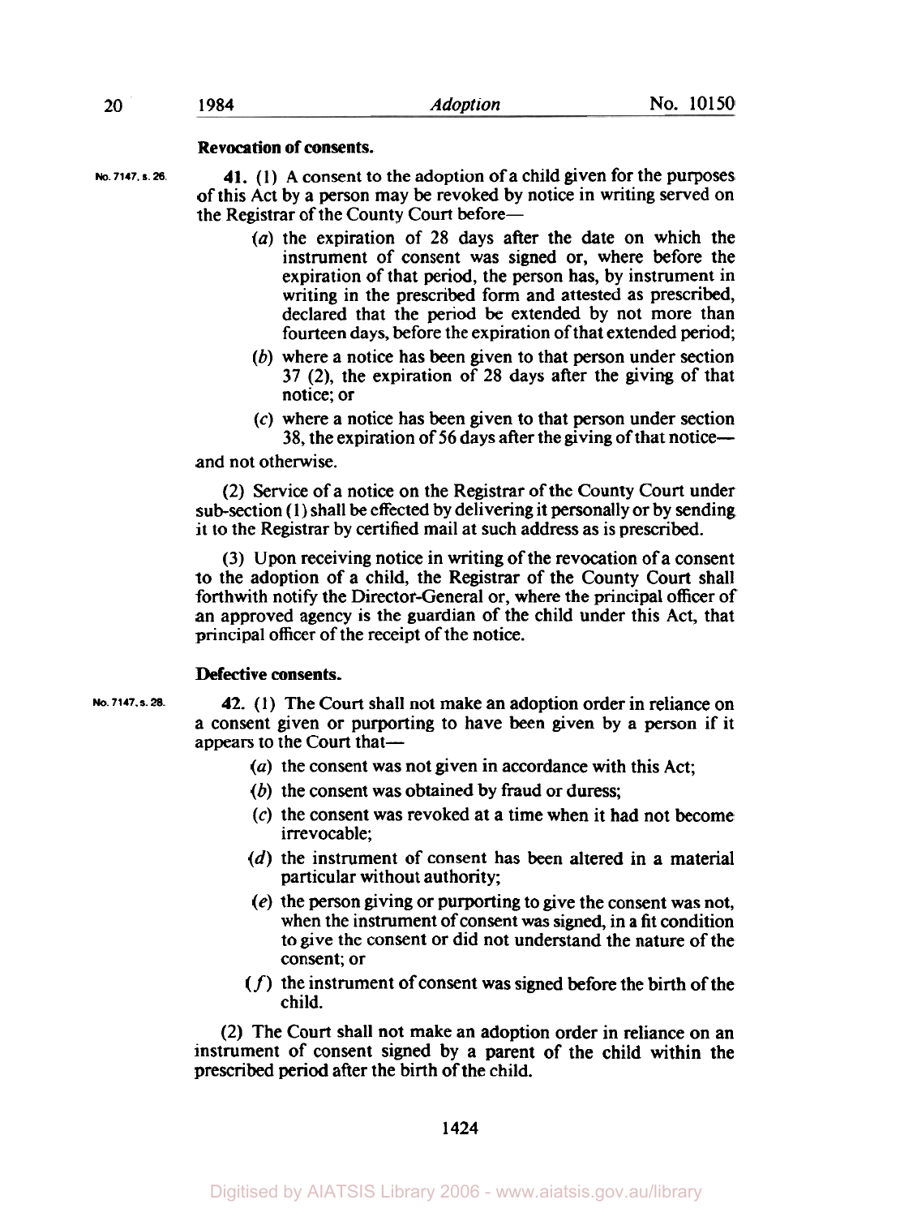**Revocation of consents.**

No. 7147, s. 26.

**41.** (1) A consent to the adoption of a child given for the purposes of this Act by a person may be revoked by notice in writing served on the Registrar of the County Court before—

(*a*) the expiration of 28 days after the date on which the instrument of consent was signed or, where before the expiration of that period, the person has, by instrument in writing in the prescribed form and attested as prescribed, declared that the period be extended by not more than fourteen days, before the expiration of that extended period;

(*b*) where a notice has been given to that person under section 37 (2), the expiration of 28 days after the giving of that notice; or

(*c*) where a notice has been given to that person under section 38, the expiration of 56 days after the giving of that notice—

and not otherwise.

(2) Service of a notice on the Registrar of the County Court under sub-section (1) shall be effected by delivering it personally or by sending it to the Registrar by certified mail at such address as is prescribed.

(3) Upon receiving notice in writing of the revocation of a consent to the adoption of a child, the Registrar of the County Court shall forthwith notify the Director-General or, where the principal officer of an approved agency is the guardian of the child under this Act, that principal officer of the receipt of the notice.

**Defective consents.**

No. 7147, s. 28.

**42.** (1) The Court shall not make an adoption order in reliance on a consent given or purporting to have been given by a person if it appears to the Court that—

(*a*) the consent was not given in accordance with this Act;

(*b*) the consent was obtained by fraud or duress;

(*c*) the consent was revoked at a time when it had not become irrevocable;

(*d*) the instrument of consent has been altered in a material particular without authority;

(*e*) the person giving or purporting to give the consent was not, when the instrument of consent was signed, in a fit condition to give the consent or did not understand the nature of the consent; or

(*f*) the instrument of consent was signed before the birth of the child.

(2) The Court shall not make an adoption order in reliance on an instrument of consent signed by a parent of the child within the prescribed period after the birth of the child.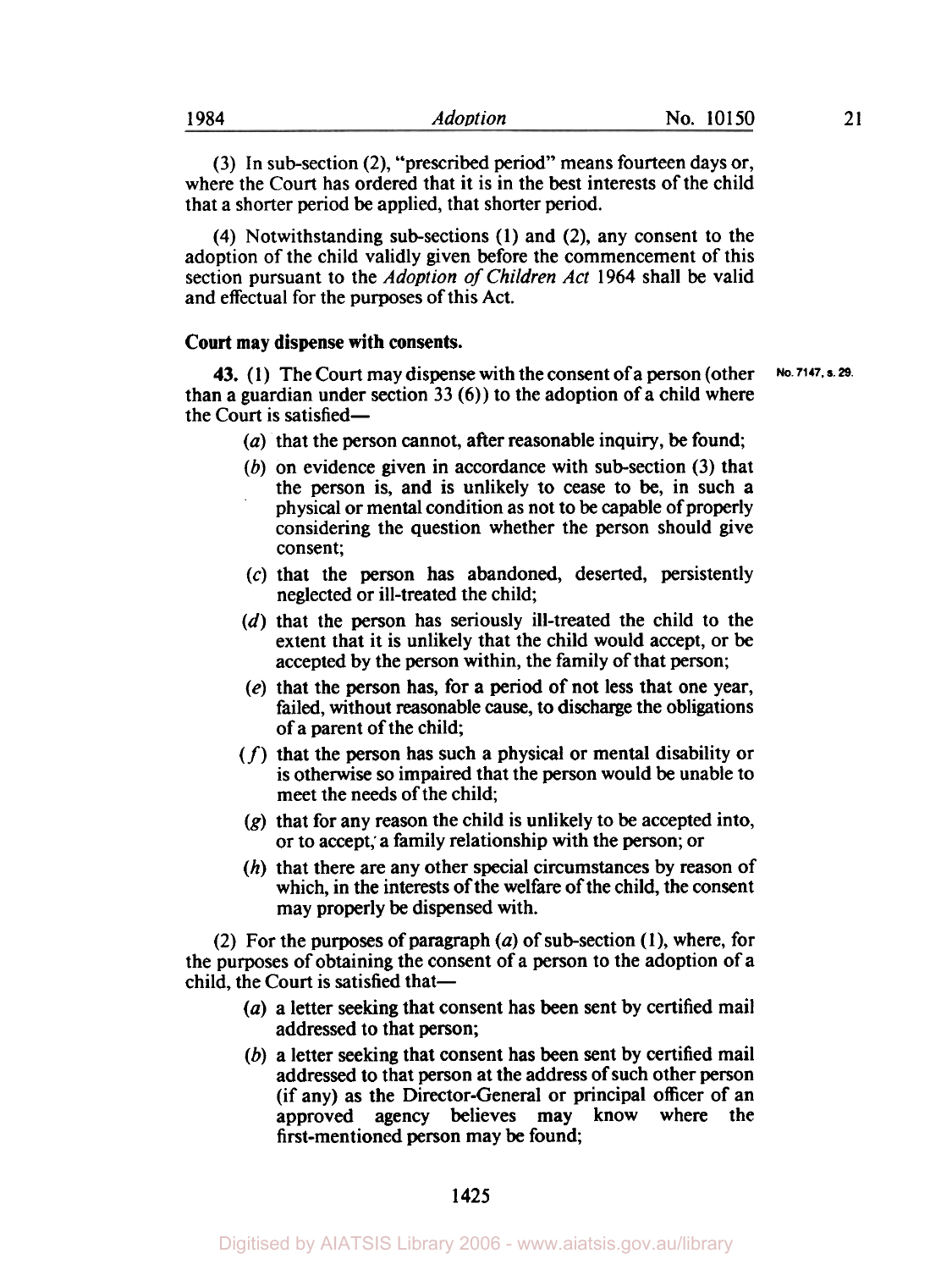(3) In sub-section (2), "prescribed period" means fourteen days or, where the Court has ordered that it is in the best interests of the child that a shorter period be applied, that shorter period.

(4) Notwithstanding sub-sections (1) and (2), any consent to the adoption of the child validly given before the commencement of this section pursuant to the *Adoption of Children Act* 1964 shall be valid and effectual for the purposes of this Act.

**Court may dispense with consents.**

No. 7147, s. 29.

**43.** (1) The Court may dispense with the consent of a person (other than a guardian under section 33 (6)) to the adoption of a child where the Court is satisfied—

(*a*) that the person cannot, after reasonable inquiry, be found;

(*b*) on evidence given in accordance with sub-section (3) that the person is, and is unlikely to cease to be, in such a physical or mental condition as not to be capable of properly considering the question whether the person should give consent;

(*c*) that the person has abandoned, deserted, persistently neglected or ill-treated the child;

(*d*) that the person has seriously ill-treated the child to the extent that it is unlikely that the child would accept, or be accepted by the person within, the family of that person;

(*e*) that the person has, for a period of not less that one year, failed, without reasonable cause, to discharge the obligations of a parent of the child;

(*f*) that the person has such a physical or mental disability or is otherwise so impaired that the person would be unable to meet the needs of the child;

(*g*) that for any reason the child is unlikely to be accepted into, or to accept, a family relationship with the person; or

(*h*) that there are any other special circumstances by reason of which, in the interests of the welfare of the child, the consent may properly be dispensed with.

(2) For the purposes of paragraph (*a*) of sub-section (1), where, for the purposes of obtaining the consent of a person to the adoption of a child, the Court is satisfied that—

(*a*) a letter seeking that consent has been sent by certified mail addressed to that person;

(*b*) a letter seeking that consent has been sent by certified mail addressed to that person at the address of such other person (if any) as the Director-General or principal officer of an approved agency believes may know where the first-mentioned person may be found;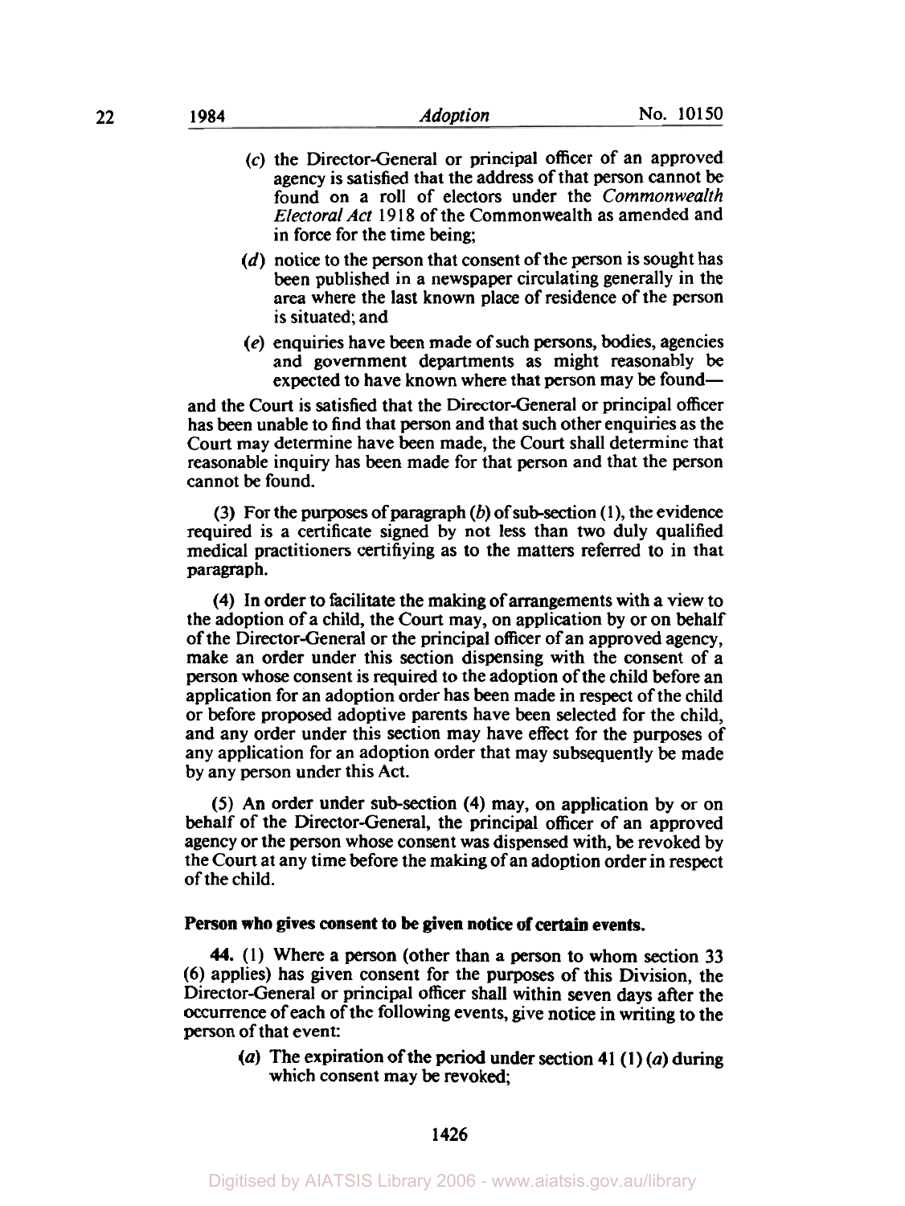(*c*) the Director-General or principal officer of an approved agency is satisfied that the address of that person cannot be found on a roll of electors under the *Commonwealth Electoral Act* 1918 of the Commonwealth as amended and in force for the time being;

(*d*) notice to the person that consent of the person is sought has been published in a newspaper circulating generally in the area where the last known place of residence of the person is situated; and

(*e*) enquiries have been made of such persons, bodies, agencies and government departments as might reasonably be expected to have known where that person may be found—

and the Court is satisfied that the Director-General or principal officer has been unable to find that person and that such other enquiries as the Court may determine have been made, the Court shall determine that reasonable inquiry has been made for that person and that the person cannot be found.

(3) For the purposes of paragraph (*b*) of sub-section (1), the evidence required is a certificate signed by not less than two duly qualified medical practitioners certifiying as to the matters referred to in that paragraph.

(4) In order to facilitate the making of arrangements with a view to the adoption of a child, the Court may, on application by or on behalf of the Director-General or the principal officer of an approved agency, make an order under this section dispensing with the consent of a person whose consent is required to the adoption of the child before an application for an adoption order has been made in respect of the child or before proposed adoptive parents have been selected for the child, and any order under this section may have effect for the purposes of any application for an adoption order that may subsequently be made by any person under this Act.

(5) An order under sub-section (4) may, on application by or on behalf of the Director-General, the principal officer of an approved agency or the person whose consent was dispensed with, be revoked by the Court at any time before the making of an adoption order in respect of the child.

**Person who gives consent to be given notice of certain events.**

**44.** (1) Where a person (other than a person to whom section 33 (6) applies) has given consent for the purposes of this Division, the Director-General or principal officer shall within seven days after the occurrence of each of the following events, give notice in writing to the person of that event:

(*a*) The expiration of the period under section 41 (1) (*a*) during which consent may be revoked;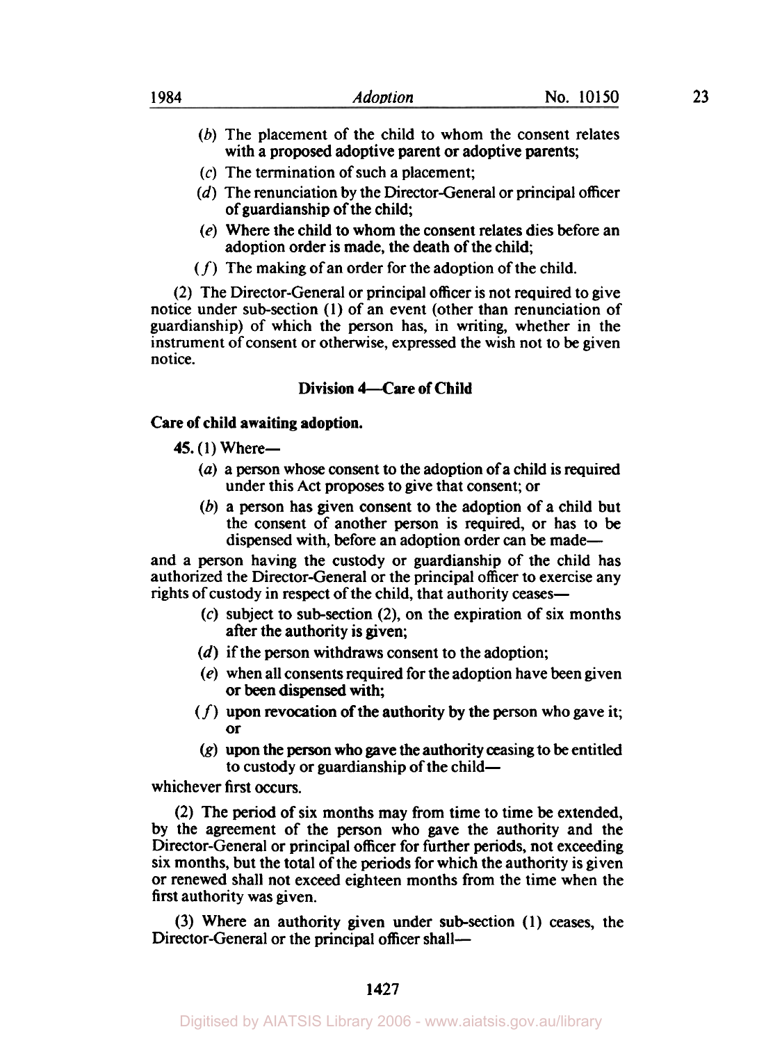(b) The placement of the child to whom the consent relates with a proposed adoptive parent or adoptive parents;

(c) The termination of such a placement;

(d) The renunciation by the Director-General or principal officer of guardianship of the child;

(e) Where the child to whom the consent relates dies before an adoption order is made, the death of the child;

(f) The making of an order for the adoption of the child.

(2) The Director-General or principal officer is not required to give notice under sub-section (1) of an event (other than renunciation of guardianship) of which the person has, in writing, whether in the instrument of consent or otherwise, expressed the wish not to be given notice.

## Division 4—Care of Child

**Care of child awaiting adoption.**

**45.** (1) Where—

(a) a person whose consent to the adoption of a child is required under this Act proposes to give that consent; or

(b) a person has given consent to the adoption of a child but the consent of another person is required, or has to be dispensed with, before an adoption order can be made—

and a person having the custody or guardianship of the child has authorized the Director-General or the principal officer to exercise any rights of custody in respect of the child, that authority ceases—

(c) subject to sub-section (2), on the expiration of six months after the authority is given;

(d) if the person withdraws consent to the adoption;

(e) when all consents required for the adoption have been given or been dispensed with;

(f) upon revocation of the authority by the person who gave it; or

(g) upon the person who gave the authority ceasing to be entitled to custody or guardianship of the child—

whichever first occurs.

(2) The period of six months may from time to time be extended, by the agreement of the person who gave the authority and the Director-General or principal officer for further periods, not exceeding six months, but the total of the periods for which the authority is given or renewed shall not exceed eighteen months from the time when the first authority was given.

(3) Where an authority given under sub-section (1) ceases, the Director-General or the principal officer shall—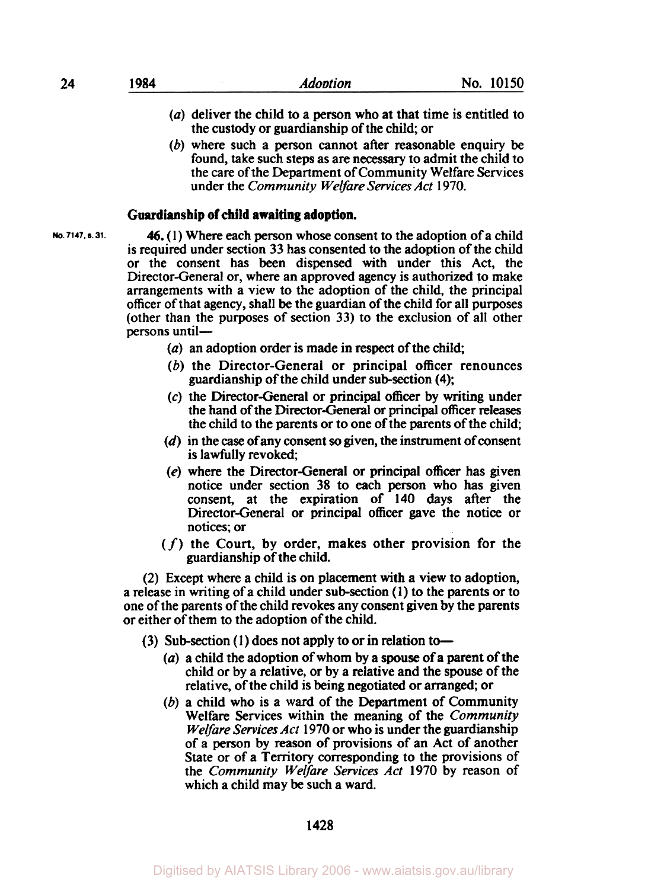(a) deliver the child to a person who at that time is entitled to the custody or guardianship of the child; or

(b) where such a person cannot after reasonable enquiry be found, take such steps as are necessary to admit the child to the care of the Department of Community Welfare Services under the *Community Welfare Services Act* 1970.

**Guardianship of child awaiting adoption.**

No. 7147, s. 31.

**46.** (1) Where each person whose consent to the adoption of a child is required under section 33 has consented to the adoption of the child or the consent has been dispensed with under this Act, the Director-General or, where an approved agency is authorized to make arrangements with a view to the adoption of the child, the principal officer of that agency, shall be the guardian of the child for all purposes (other than the purposes of section 33) to the exclusion of all other persons until—

(a) an adoption order is made in respect of the child;

(b) the Director-General or principal officer renounces guardianship of the child under sub-section (4);

(c) the Director-General or principal officer by writing under the hand of the Director-General or principal officer releases the child to the parents or to one of the parents of the child;

(d) in the case of any consent so given, the instrument of consent is lawfully revoked;

(e) where the Director-General or principal officer has given notice under section 38 to each person who has given consent, at the expiration of 140 days after the Director-General or principal officer gave the notice or notices; or

(f) the Court, by order, makes other provision for the guardianship of the child.

(2) Except where a child is on placement with a view to adoption, a release in writing of a child under sub-section (1) to the parents or to one of the parents of the child revokes any consent given by the parents or either of them to the adoption of the child.

(3) Sub-section (1) does not apply to or in relation to—

(a) a child the adoption of whom by a spouse of a parent of the child or by a relative, or by a relative and the spouse of the relative, of the child is being negotiated or arranged; or

(b) a child who is a ward of the Department of Community Welfare Services within the meaning of the *Community Welfare Services Act* 1970 or who is under the guardianship of a person by reason of provisions of an Act of another State or of a Territory corresponding to the provisions of the *Community Welfare Services Act* 1970 by reason of which a child may be such a ward.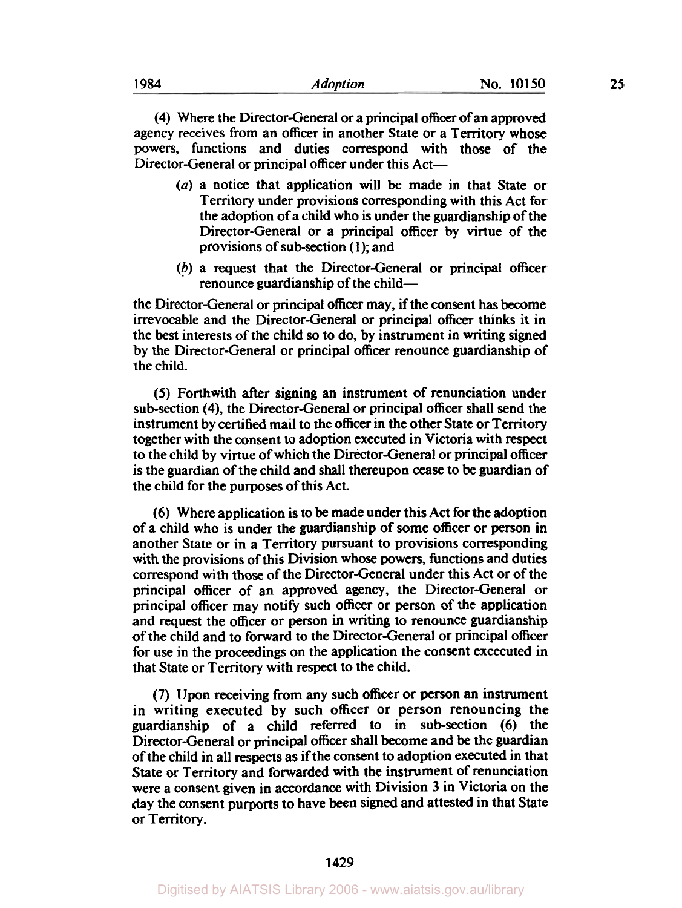(4) Where the Director-General or a principal officer of an approved agency receives from an officer in another State or a Territory whose powers, functions and duties correspond with those of the Director-General or principal officer under this Act—

- (*a*) a notice that application will be made in that State or Territory under provisions corresponding with this Act for the adoption of a child who is under the guardianship of the Director-General or a principal officer by virtue of the provisions of sub-section (1); and
- (*b*) a request that the Director-General or principal officer renounce guardianship of the child—

the Director-General or principal officer may, if the consent has become irrevocable and the Director-General or principal officer thinks it in the best interests of the child so to do, by instrument in writing signed by the Director-General or principal officer renounce guardianship of the child.

(5) Forthwith after signing an instrument of renunciation under sub-section (4), the Director-General or principal officer shall send the instrument by certified mail to the officer in the other State or Territory together with the consent to adoption executed in Victoria with respect to the child by virtue of which the Director-General or principal officer is the guardian of the child and shall thereupon cease to be guardian of the child for the purposes of this Act.

(6) Where application is to be made under this Act for the adoption of a child who is under the guardianship of some officer or person in another State or in a Territory pursuant to provisions corresponding with the provisions of this Division whose powers, functions and duties correspond with those of the Director-General under this Act or of the principal officer of an approved agency, the Director-General or principal officer may notify such officer or person of the application and request the officer or person in writing to renounce guardianship of the child and to forward to the Director-General or principal officer for use in the proceedings on the application the consent excecuted in that State or Territory with respect to the child.

(7) Upon receiving from any such officer or person an instrument in writing executed by such officer or person renouncing the guardianship of a child referred to in sub-section (6) the Director-General or principal officer shall become and be the guardian of the child in all respects as if the consent to adoption executed in that State or Territory and forwarded with the instrument of renunciation were a consent given in accordance with Division 3 in Victoria on the day the consent purports to have been signed and attested in that State or Territory.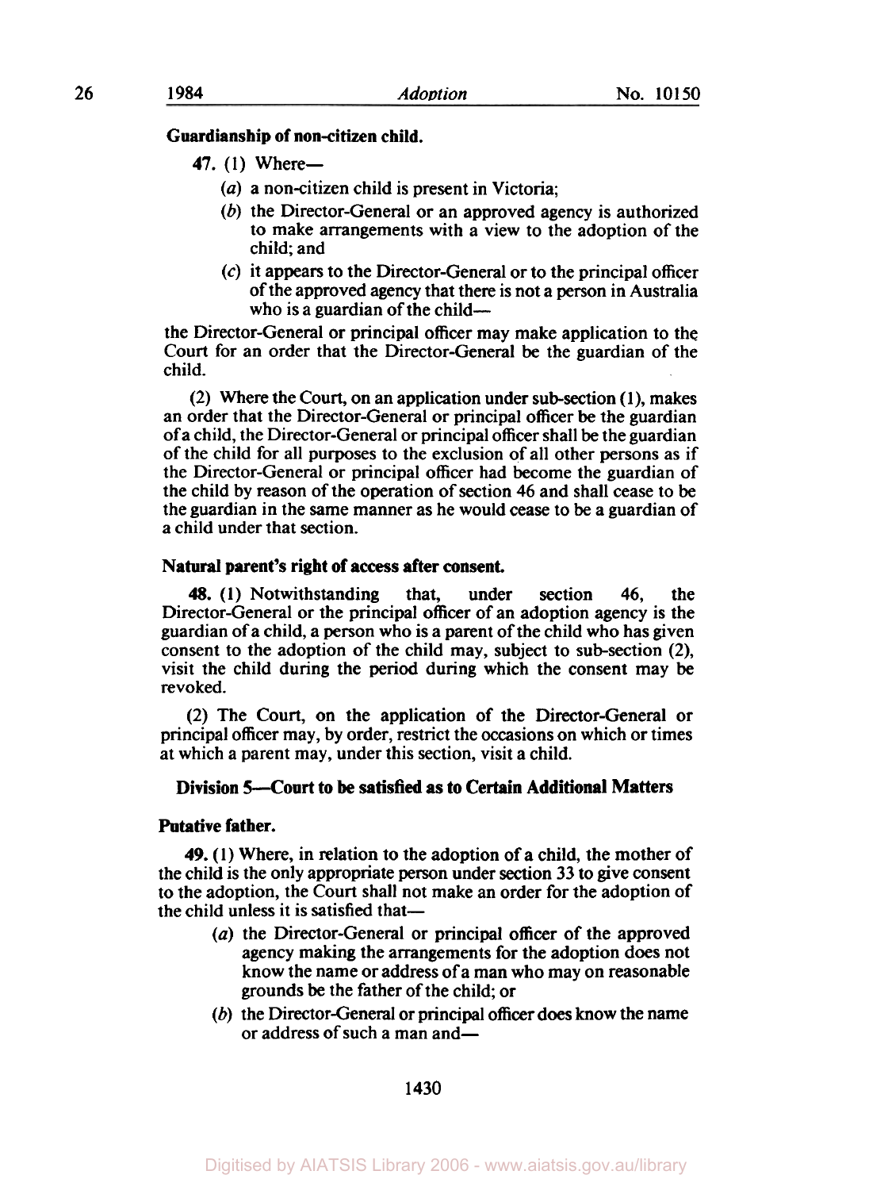**Guardianship of non-citizen child.**

**47.** (1) Where—

- (*a*) a non-citizen child is present in Victoria;
- (*b*) the Director-General or an approved agency is authorized to make arrangements with a view to the adoption of the child; and
- (*c*) it appears to the Director-General or to the principal officer of the approved agency that there is not a person in Australia who is a guardian of the child—

the Director-General or principal officer may make application to the Court for an order that the Director-General be the guardian of the child.

(2) Where the Court, on an application under sub-section (1), makes an order that the Director-General or principal officer be the guardian of a child, the Director-General or principal officer shall be the guardian of the child for all purposes to the exclusion of all other persons as if the Director-General or principal officer had become the guardian of the child by reason of the operation of section 46 and shall cease to be the guardian in the same manner as he would cease to be a guardian of a child under that section.

**Natural parent's right of access after consent.**

**48.** (1) Notwithstanding that, under section 46, the Director-General or the principal officer of an adoption agency is the guardian of a child, a person who is a parent of the child who has given consent to the adoption of the child may, subject to sub-section (2), visit the child during the period during which the consent may be revoked.

(2) The Court, on the application of the Director-General or principal officer may, by order, restrict the occasions on which or times at which a parent may, under this section, visit a child.

## Division 5—Court to be satisfied as to Certain Additional Matters

**Putative father.**

**49.** (1) Where, in relation to the adoption of a child, the mother of the child is the only appropriate person under section 33 to give consent to the adoption, the Court shall not make an order for the adoption of the child unless it is satisfied that—

- (*a*) the Director-General or principal officer of the approved agency making the arrangements for the adoption does not know the name or address of a man who may on reasonable grounds be the father of the child; or
- (*b*) the Director-General or principal officer does know the name or address of such a man and—